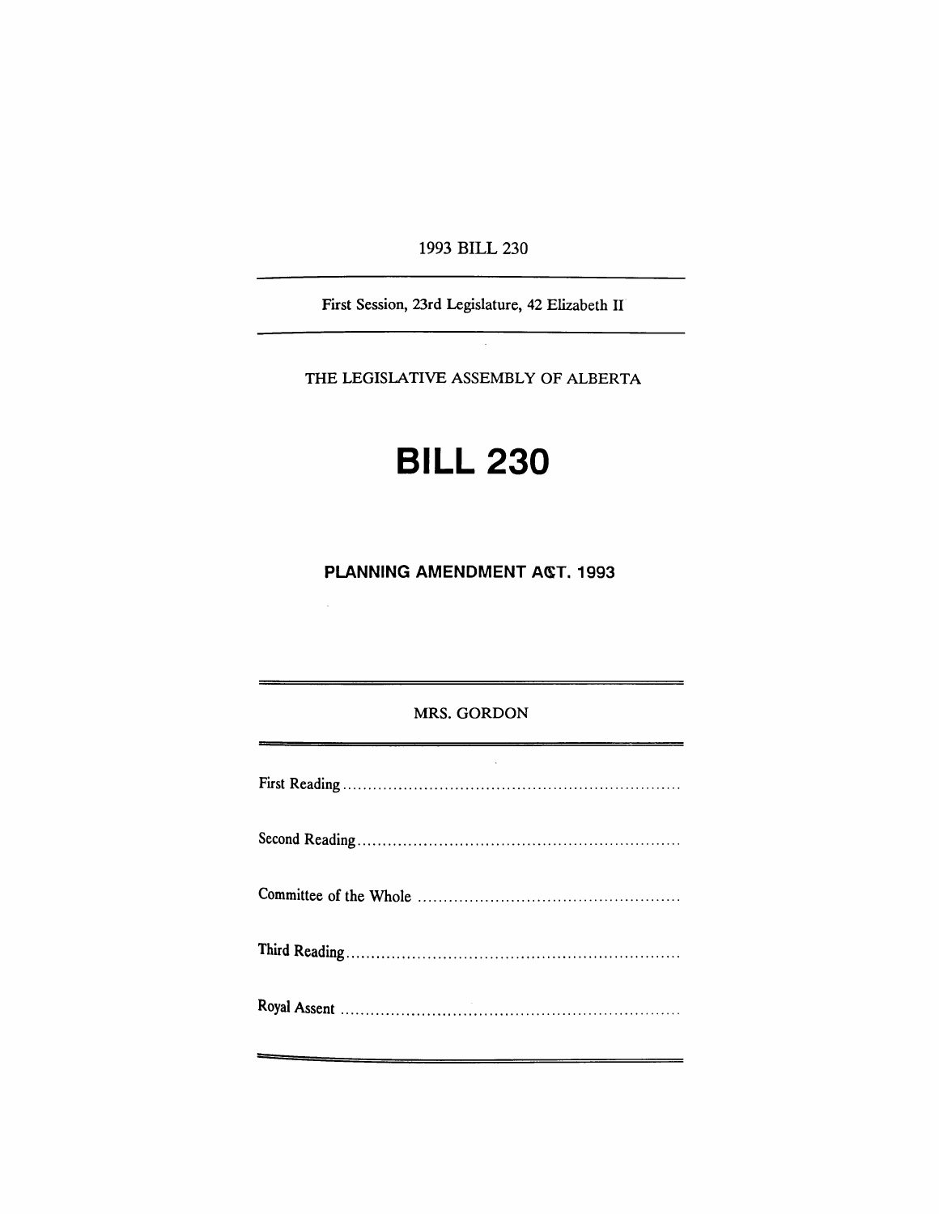1993 BILL 230

---

First Session, 23rd Legislature, 42 Elizabeth II

---

THE LEGISLATIVE ASSEMBLY OF ALBERTA

# BILL 230

## PLANNING AMENDMENT ACT, 1993

---

MRS. GORDON

---

First Reading ................................................................

Second Reading ................................................................

Committee of the Whole ................................................................

Third Reading ................................................................

Royal Assent ................................................................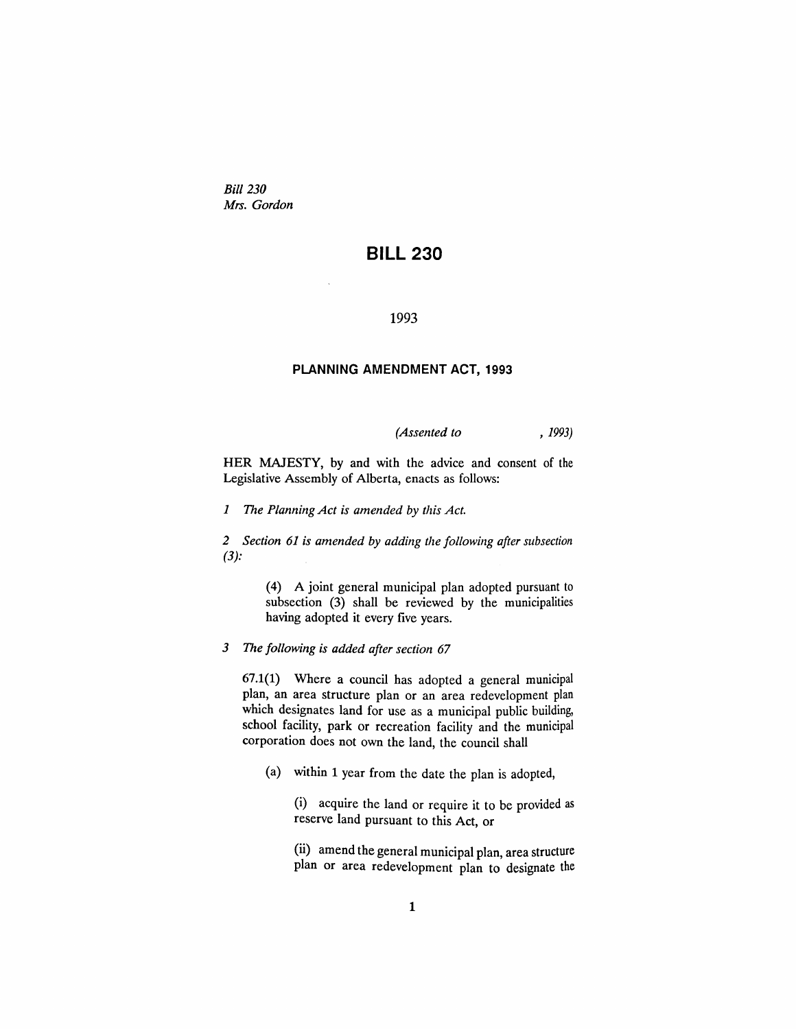*Bill 230*
*Mrs. Gordon*

# BILL 230

1993

## PLANNING AMENDMENT ACT, 1993

*(Assented to , 1993)*

HER MAJESTY, by and with the advice and consent of the Legislative Assembly of Alberta, enacts as follows:

*1 The Planning Act is amended by this Act.*

*2 Section 61 is amended by adding the following after subsection (3):*

> (4) A joint general municipal plan adopted pursuant to subsection (3) shall be reviewed by the municipalities having adopted it every five years.

*3 The following is added after section 67*

67.1(1) Where a council has adopted a general municipal plan, an area structure plan or an area redevelopment plan which designates land for use as a municipal public building, school facility, park or recreation facility and the municipal corporation does not own the land, the council shall

> (a) within 1 year from the date the plan is adopted,
>
> > (i) acquire the land or require it to be provided as reserve land pursuant to this Act, or
> >
> > (ii) amend the general municipal plan, area structure plan or area redevelopment plan to designate the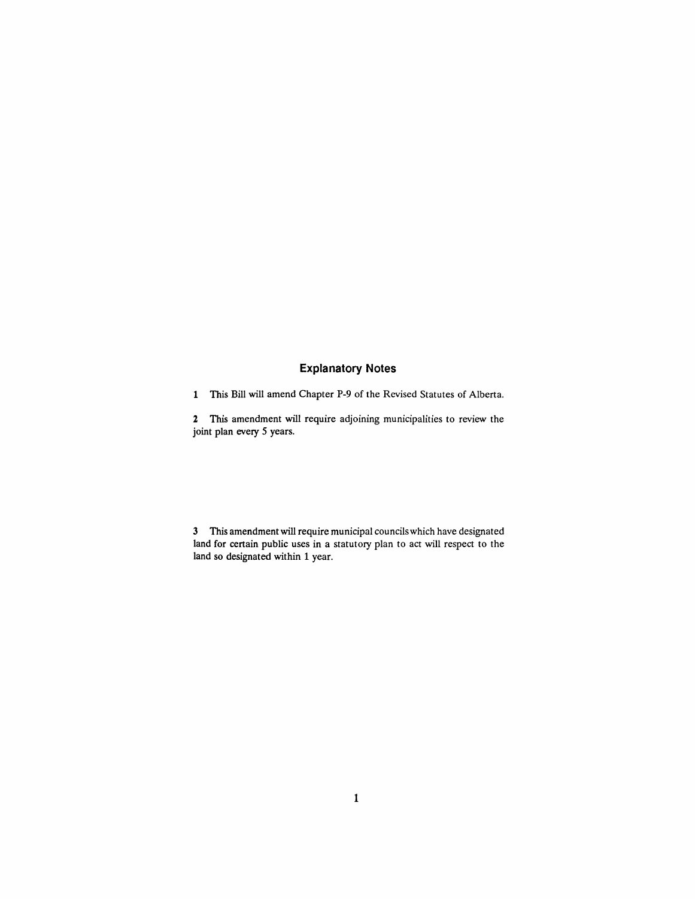## Explanatory Notes

**1** This Bill will amend Chapter P-9 of the Revised Statutes of Alberta.

**2** This amendment will require adjoining municipalities to review the joint plan every 5 years.

**3** This amendment will require municipal councils which have designated land for certain public uses in a statutory plan to act will respect to the land so designated within 1 year.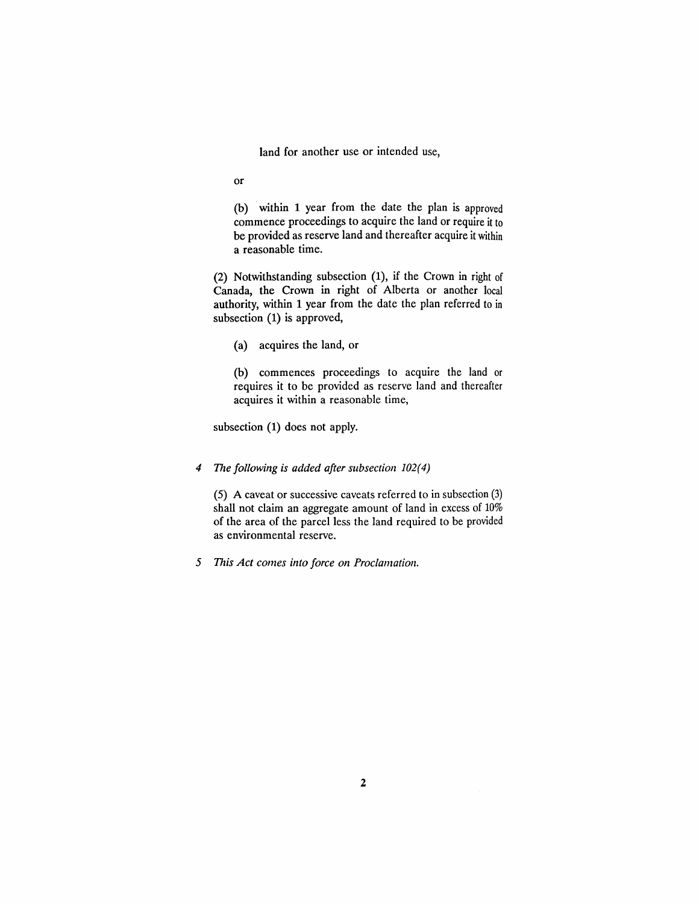land for another use or intended use,

or

(b) within 1 year from the date the plan is approved commence proceedings to acquire the land or require it to be provided as reserve land and thereafter acquire it within a reasonable time.

(2) Notwithstanding subsection (1), if the Crown in right of Canada, the Crown in right of Alberta or another local authority, within 1 year from the date the plan referred to in subsection (1) is approved,

(a) acquires the land, or

(b) commences proceedings to acquire the land or requires it to be provided as reserve land and thereafter acquires it within a reasonable time,

subsection (1) does not apply.

4 *The following is added after subsection 102(4)*

(5) A caveat or successive caveats referred to in subsection (3) shall not claim an aggregate amount of land in excess of 10% of the area of the parcel less the land required to be provided as environmental reserve.

5 *This Act comes into force on Proclamation.*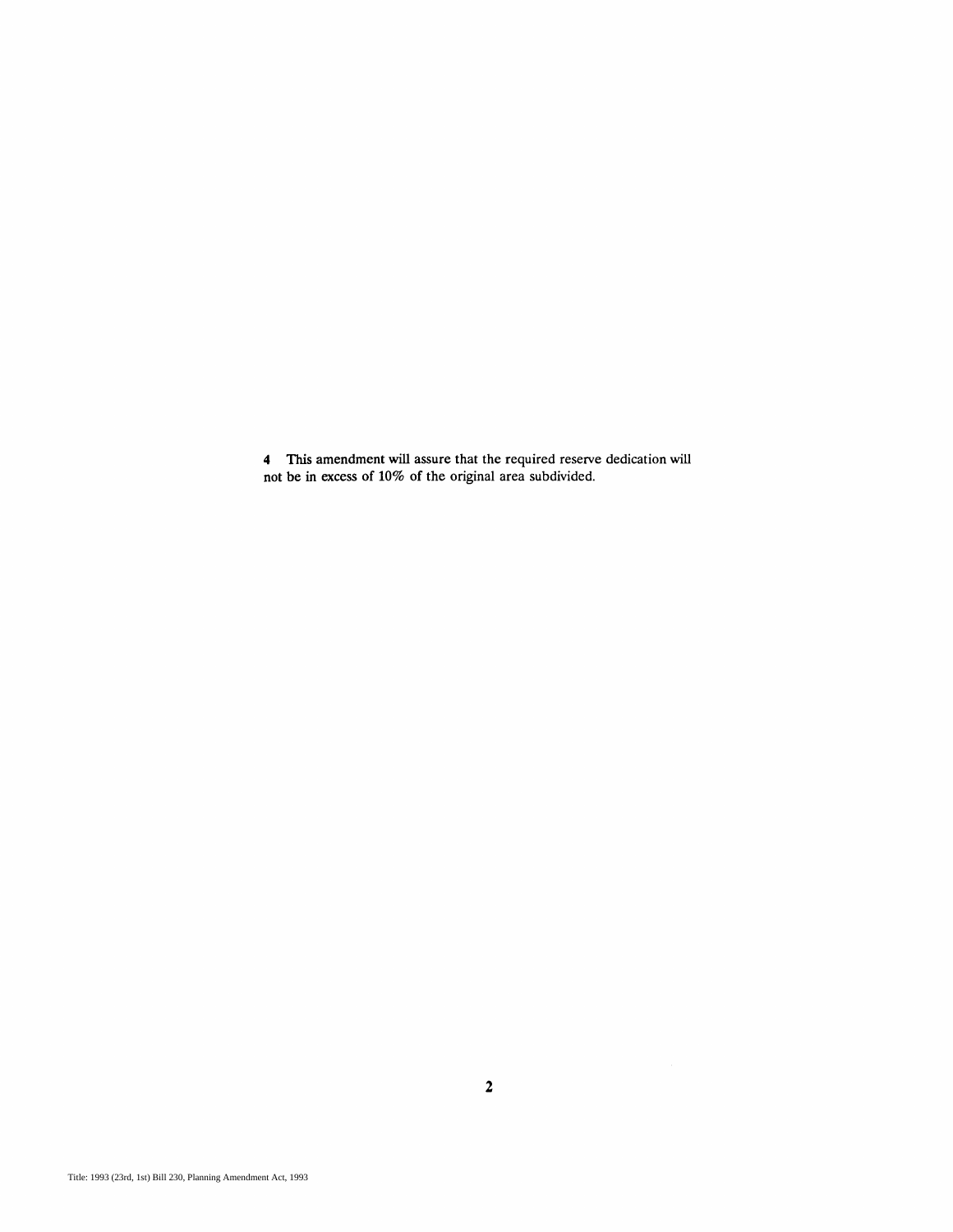**4** This amendment will assure that the required reserve dedication will not be in excess of 10% of the original area subdivided.